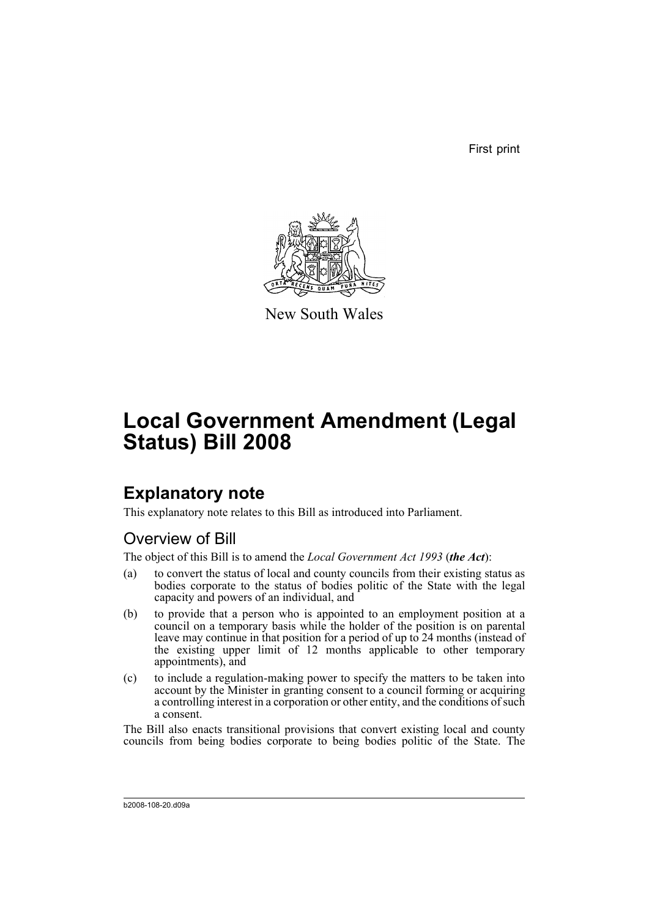First print

New South Wales

# Local Government Amendment (Legal Status) Bill 2008

## Explanatory note

This explanatory note relates to this Bill as introduced into Parliament.

### Overview of Bill

The object of this Bill is to amend the *Local Government Act 1993* (***the Act***):

(a) to convert the status of local and county councils from their existing status as bodies corporate to the status of bodies politic of the State with the legal capacity and powers of an individual, and

(b) to provide that a person who is appointed to an employment position at a council on a temporary basis while the holder of the position is on parental leave may continue in that position for a period of up to 24 months (instead of the existing upper limit of 12 months applicable to other temporary appointments), and

(c) to include a regulation-making power to specify the matters to be taken into account by the Minister in granting consent to a council forming or acquiring a controlling interest in a corporation or other entity, and the conditions of such a consent.

The Bill also enacts transitional provisions that convert existing local and county councils from being bodies corporate to being bodies politic of the State. The

b2008-108-20.d09a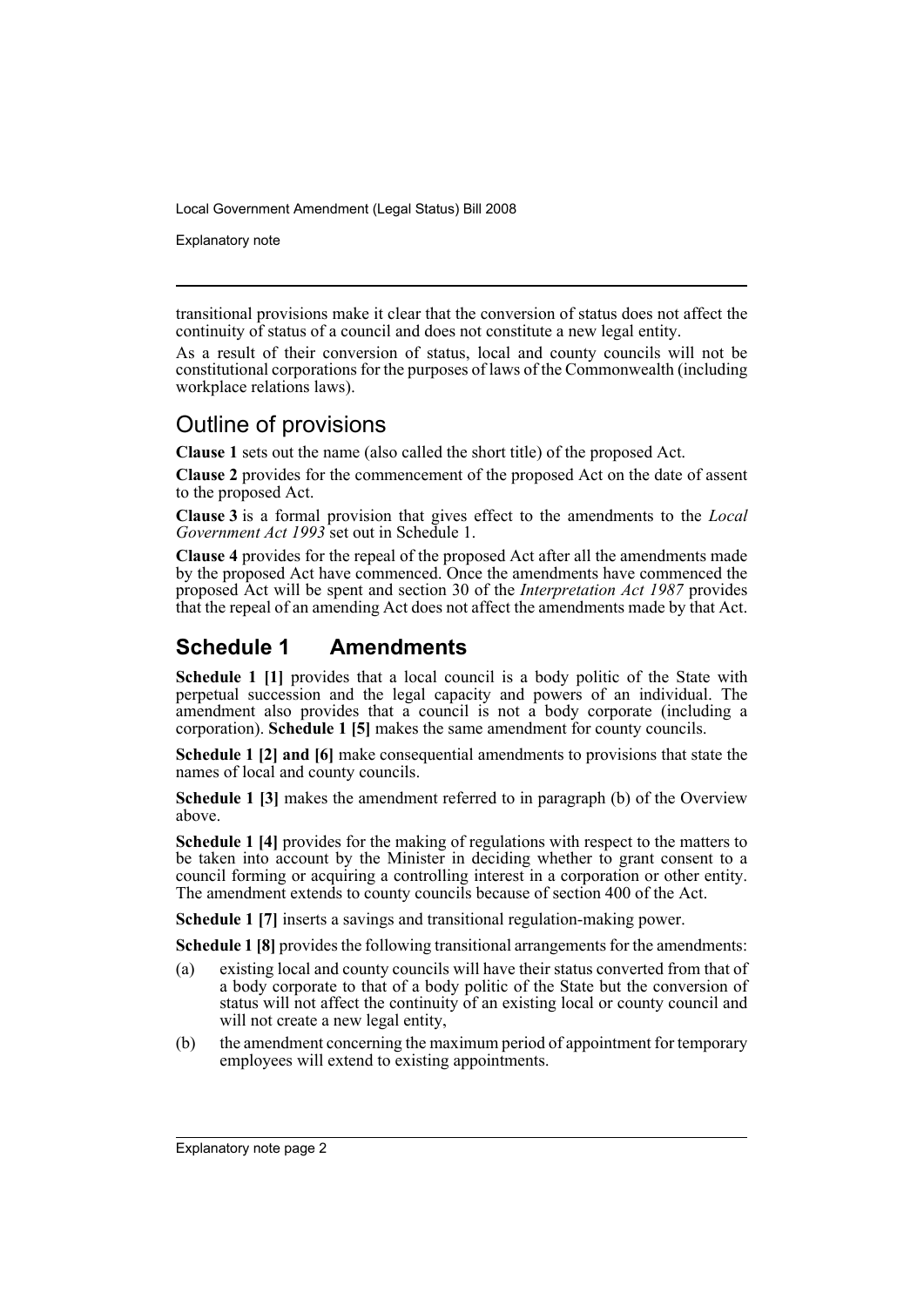transitional provisions make it clear that the conversion of status does not affect the continuity of status of a council and does not constitute a new legal entity.

As a result of their conversion of status, local and county councils will not be constitutional corporations for the purposes of laws of the Commonwealth (including workplace relations laws).

## Outline of provisions

**Clause 1** sets out the name (also called the short title) of the proposed Act.

**Clause 2** provides for the commencement of the proposed Act on the date of assent to the proposed Act.

**Clause 3** is a formal provision that gives effect to the amendments to the *Local Government Act 1993* set out in Schedule 1.

**Clause 4** provides for the repeal of the proposed Act after all the amendments made by the proposed Act have commenced. Once the amendments have commenced the proposed Act will be spent and section 30 of the *Interpretation Act 1987* provides that the repeal of an amending Act does not affect the amendments made by that Act.

## Schedule 1 Amendments

**Schedule 1 [1]** provides that a local council is a body politic of the State with perpetual succession and the legal capacity and powers of an individual. The amendment also provides that a council is not a body corporate (including a corporation). **Schedule 1 [5]** makes the same amendment for county councils.

**Schedule 1 [2] and [6]** make consequential amendments to provisions that state the names of local and county councils.

**Schedule 1 [3]** makes the amendment referred to in paragraph (b) of the Overview above.

**Schedule 1 [4]** provides for the making of regulations with respect to the matters to be taken into account by the Minister in deciding whether to grant consent to a council forming or acquiring a controlling interest in a corporation or other entity. The amendment extends to county councils because of section 400 of the Act.

**Schedule 1 [7]** inserts a savings and transitional regulation-making power.

**Schedule 1 [8]** provides the following transitional arrangements for the amendments:

(a) existing local and county councils will have their status converted from that of a body corporate to that of a body politic of the State but the conversion of status will not affect the continuity of an existing local or county council and will not create a new legal entity,

(b) the amendment concerning the maximum period of appointment for temporary employees will extend to existing appointments.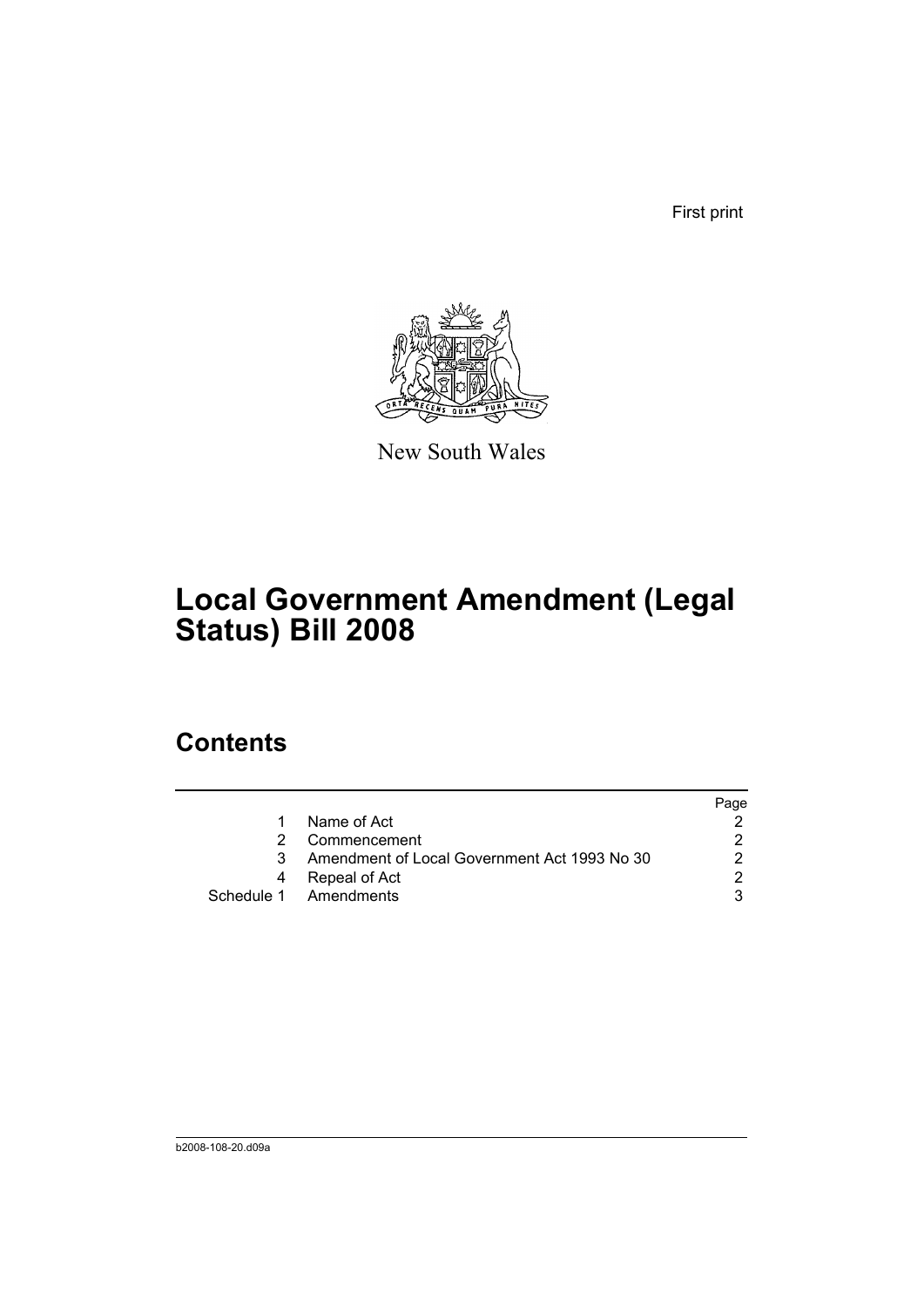First print

New South Wales

# Local Government Amendment (Legal Status) Bill 2008

## Contents

| | | Page |
|---|---|---|
| 1 | Name of Act | 2 |
| 2 | Commencement | 2 |
| 3 | Amendment of Local Government Act 1993 No 30 | 2 |
| 4 | Repeal of Act | 2 |
| Schedule 1 | Amendments | 3 |

b2008-108-20.d09a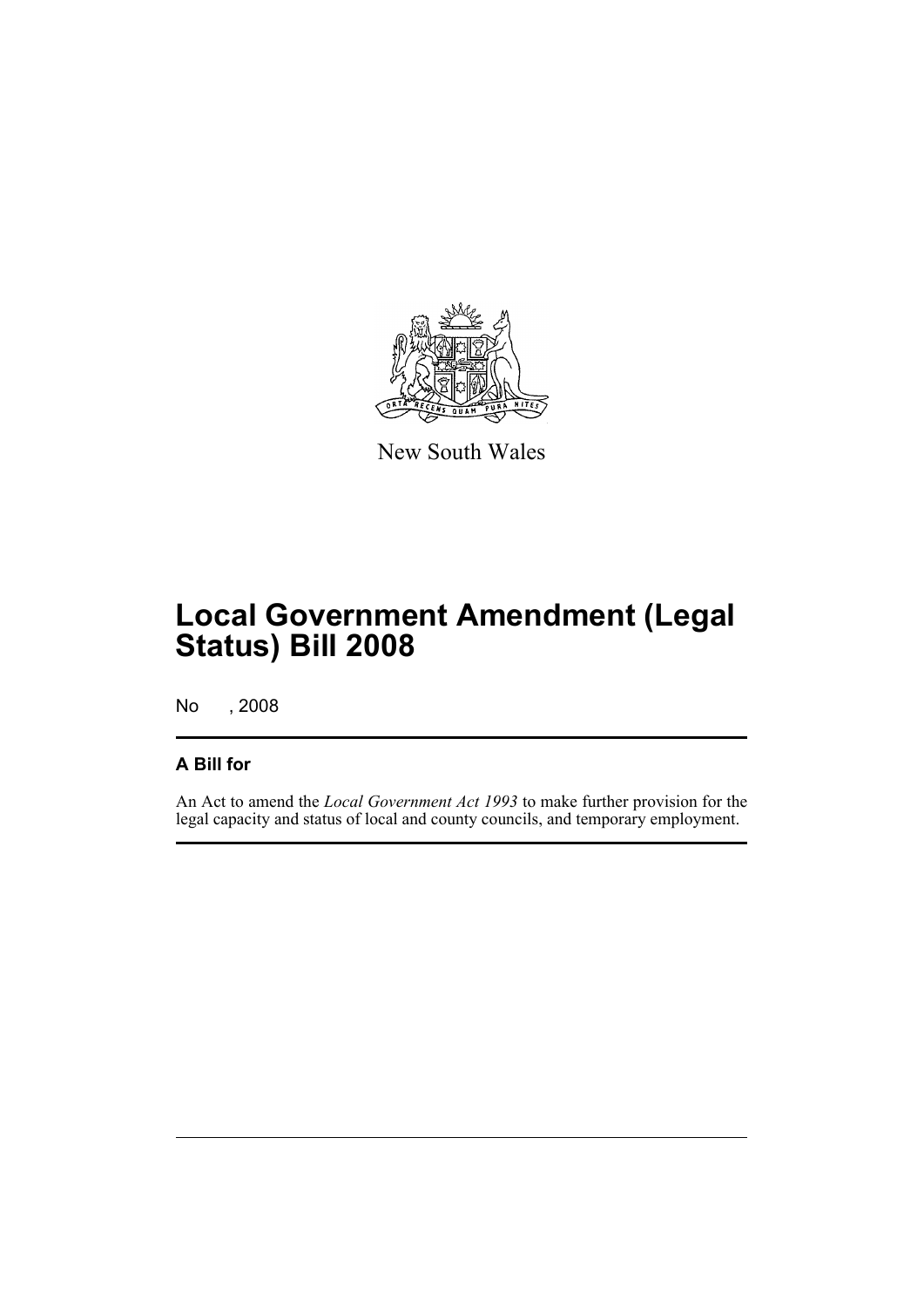New South Wales

# Local Government Amendment (Legal Status) Bill 2008

No , 2008

## A Bill for

An Act to amend the *Local Government Act 1993* to make further provision for the legal capacity and status of local and county councils, and temporary employment.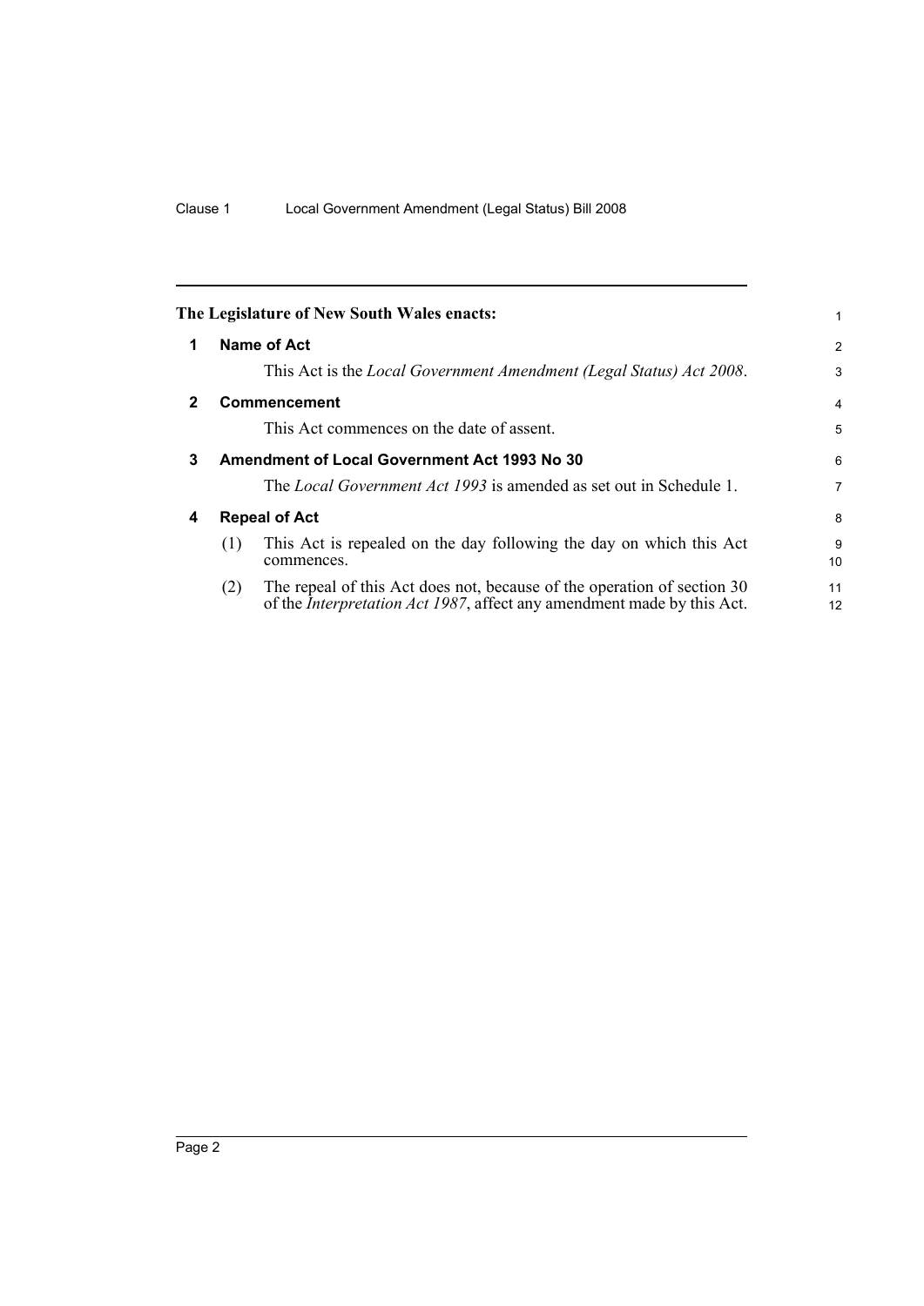**The Legislature of New South Wales enacts:**

## 1 Name of Act

This Act is the *Local Government Amendment (Legal Status) Act 2008*.

## 2 Commencement

This Act commences on the date of assent.

## 3 Amendment of Local Government Act 1993 No 30

The *Local Government Act 1993* is amended as set out in Schedule 1.

## 4 Repeal of Act

(1) This Act is repealed on the day following the day on which this Act commences.

(2) The repeal of this Act does not, because of the operation of section 30 of the *Interpretation Act 1987*, affect any amendment made by this Act.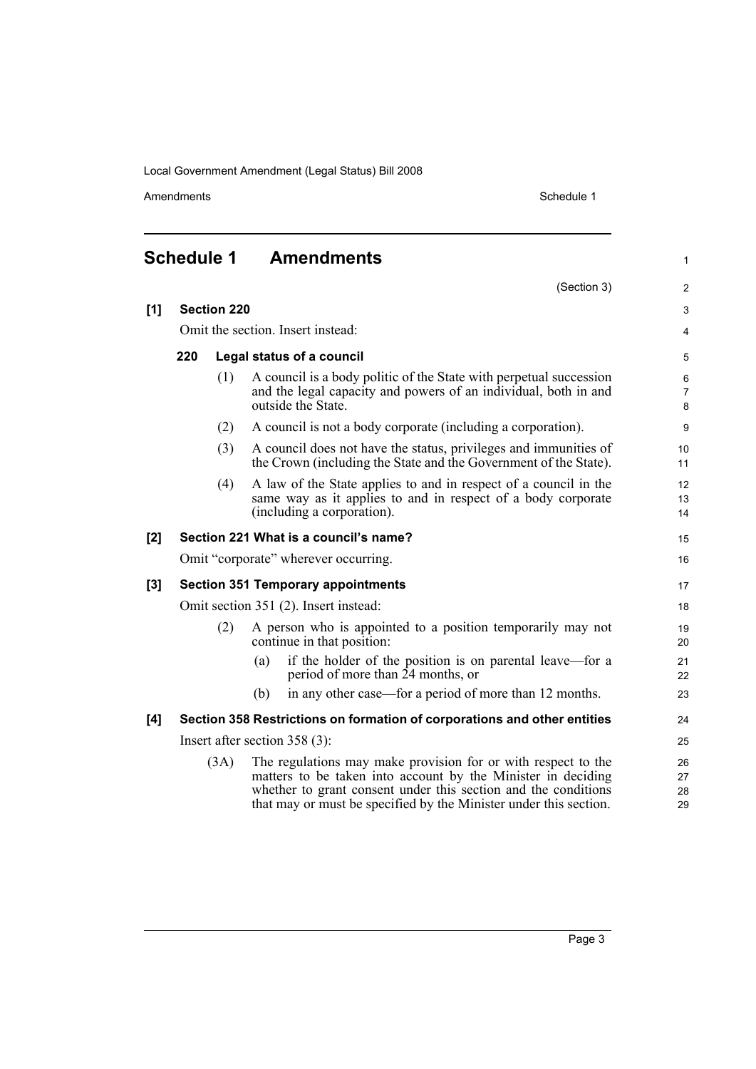## Schedule 1 Amendments

(Section 3)

**[1] Section 220**

Omit the section. Insert instead:

**220 Legal status of a council**

(1) A council is a body politic of the State with perpetual succession and the legal capacity and powers of an individual, both in and outside the State.

(2) A council is not a body corporate (including a corporation).

(3) A council does not have the status, privileges and immunities of the Crown (including the State and the Government of the State).

(4) A law of the State applies to and in respect of a council in the same way as it applies to and in respect of a body corporate (including a corporation).

**[2] Section 221 What is a council's name?**

Omit "corporate" wherever occurring.

**[3] Section 351 Temporary appointments**

Omit section 351 (2). Insert instead:

(2) A person who is appointed to a position temporarily may not continue in that position:

- (a) if the holder of the position is on parental leave—for a period of more than 24 months, or
- (b) in any other case—for a period of more than 12 months.

**[4] Section 358 Restrictions on formation of corporations and other entities**

Insert after section 358 (3):

(3A) The regulations may make provision for or with respect to the matters to be taken into account by the Minister in deciding whether to grant consent under this section and the conditions that may or must be specified by the Minister under this section.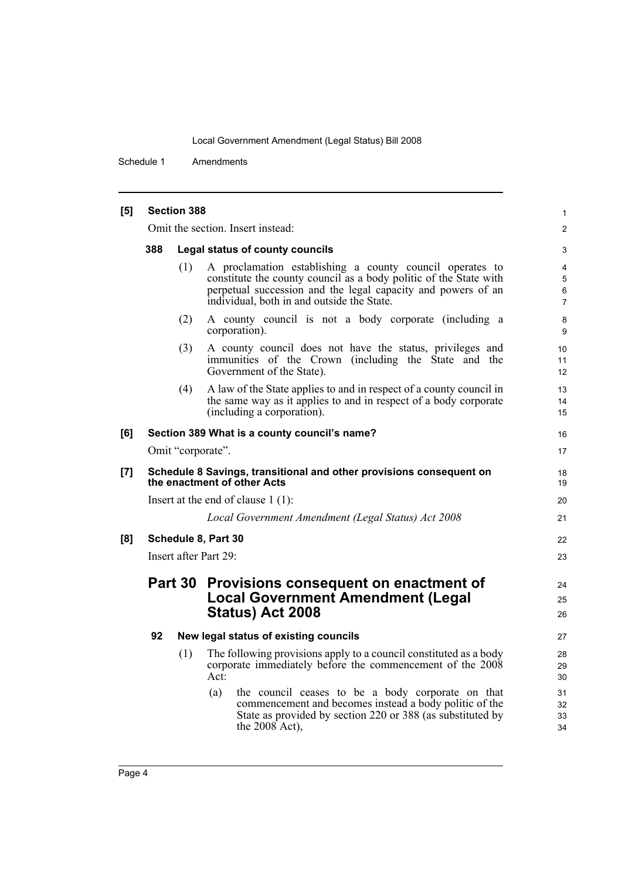**[5] Section 388**

Omit the section. Insert instead:

**388 Legal status of county councils**

(1) A proclamation establishing a county council operates to constitute the county council as a body politic of the State with perpetual succession and the legal capacity and powers of an individual, both in and outside the State.

(2) A county council is not a body corporate (including a corporation).

(3) A county council does not have the status, privileges and immunities of the Crown (including the State and the Government of the State).

(4) A law of the State applies to and in respect of a county council in the same way as it applies to and in respect of a body corporate (including a corporation).

**[6] Section 389 What is a county council's name?**

Omit "corporate".

**[7] Schedule 8 Savings, transitional and other provisions consequent on the enactment of other Acts**

Insert at the end of clause 1 (1):

*Local Government Amendment (Legal Status) Act 2008*

**[8] Schedule 8, Part 30**

Insert after Part 29:

## Part 30 Provisions consequent on enactment of Local Government Amendment (Legal Status) Act 2008

**92 New legal status of existing councils**

(1) The following provisions apply to a council constituted as a body corporate immediately before the commencement of the 2008 Act:

(a) the council ceases to be a body corporate on that commencement and becomes instead a body politic of the State as provided by section 220 or 388 (as substituted by the 2008 Act),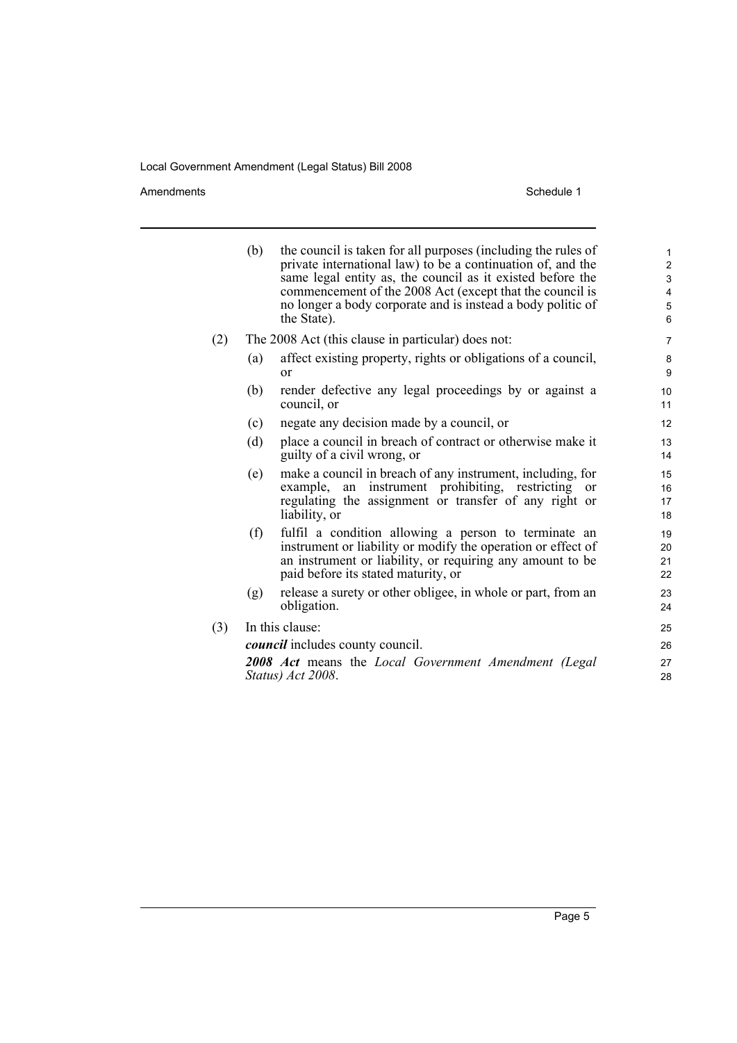(b) the council is taken for all purposes (including the rules of private international law) to be a continuation of, and the same legal entity as, the council as it existed before the commencement of the 2008 Act (except that the council is no longer a body corporate and is instead a body politic of the State).

(2) The 2008 Act (this clause in particular) does not:

(a) affect existing property, rights or obligations of a council, or

(b) render defective any legal proceedings by or against a council, or

(c) negate any decision made by a council, or

(d) place a council in breach of contract or otherwise make it guilty of a civil wrong, or

(e) make a council in breach of any instrument, including, for example, an instrument prohibiting, restricting or regulating the assignment or transfer of any right or liability, or

(f) fulfil a condition allowing a person to terminate an instrument or liability or modify the operation or effect of an instrument or liability, or requiring any amount to be paid before its stated maturity, or

(g) release a surety or other obligee, in whole or part, from an obligation.

(3) In this clause:

***council*** includes county council.

***2008 Act*** means the *Local Government Amendment (Legal Status) Act 2008*.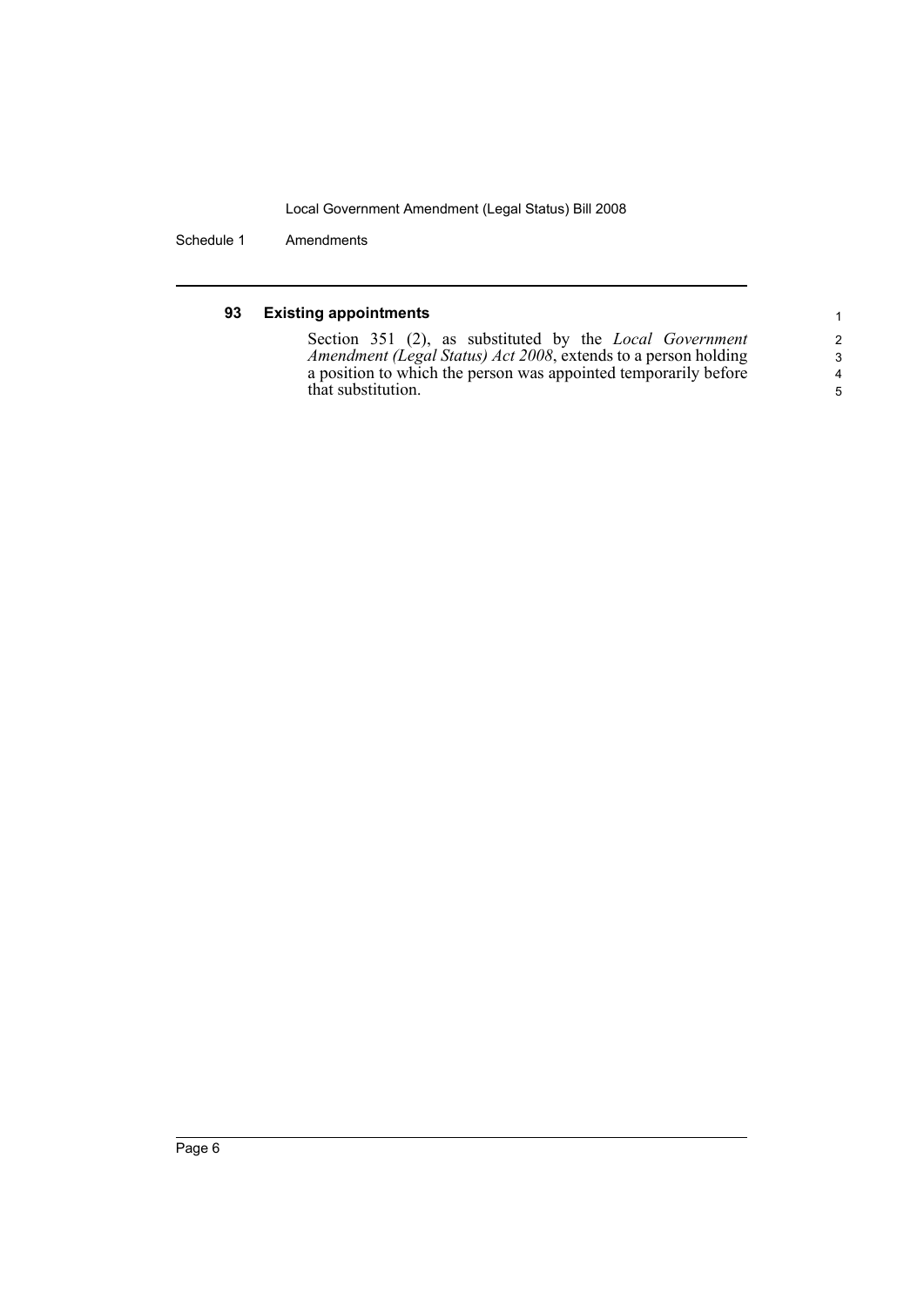### 93 Existing appointments

Section 351 (2), as substituted by the *Local Government Amendment (Legal Status) Act 2008*, extends to a person holding a position to which the person was appointed temporarily before that substitution.